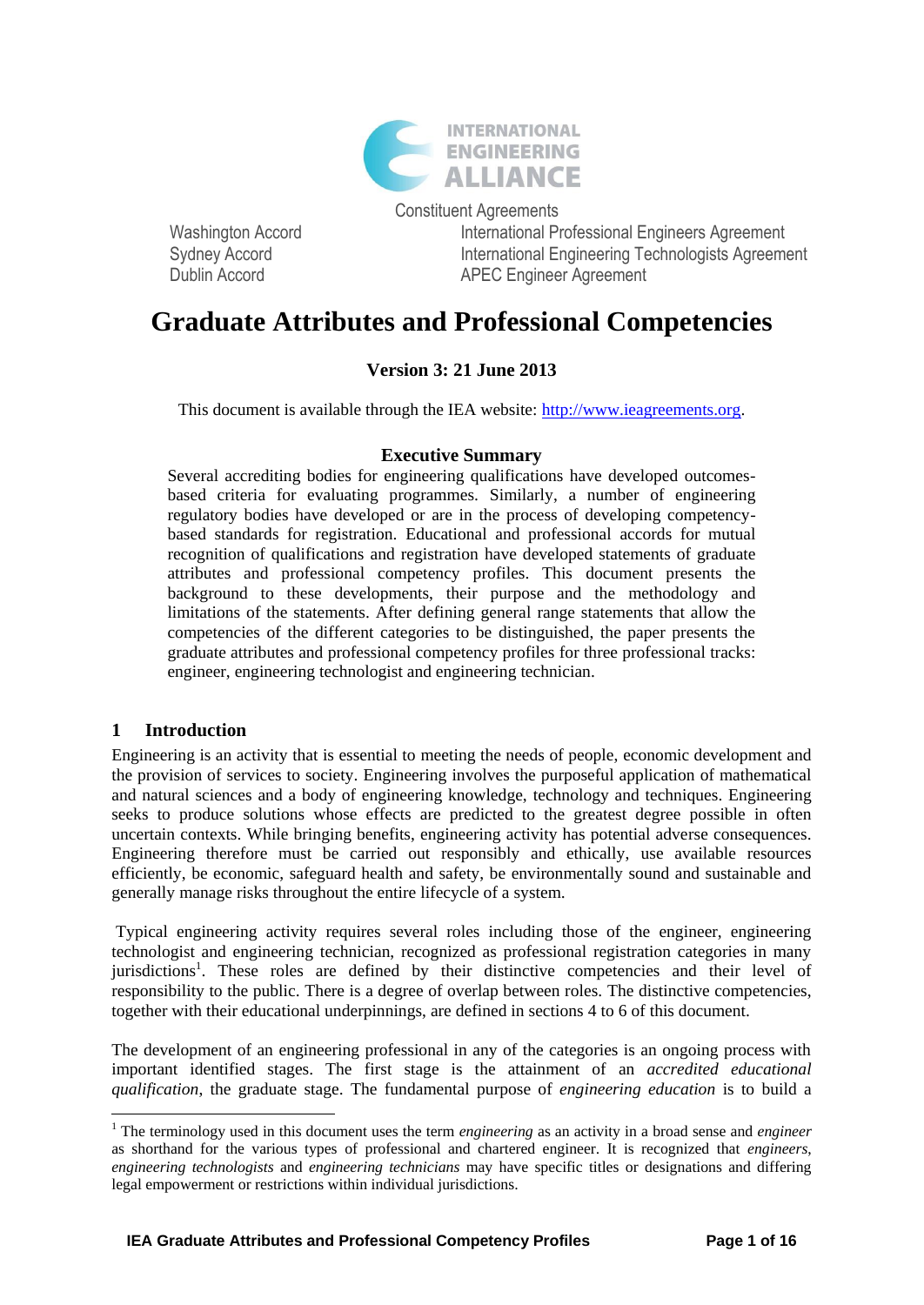INTERNATIONAL ENGINEERING ALLIANCE

Constituent Agreements

Washington Accord
Sydney Accord
Dublin Accord

International Professional Engineers Agreement
International Engineering Technologists Agreement
APEC Engineer Agreement

# Graduate Attributes and Professional Competencies

**Version 3: 21 June 2013**

This document is available through the IEA website: http://www.ieagreements.org.

**Executive Summary**

Several accrediting bodies for engineering qualifications have developed outcomes-based criteria for evaluating programmes. Similarly, a number of engineering regulatory bodies have developed or are in the process of developing competency-based standards for registration. Educational and professional accords for mutual recognition of qualifications and registration have developed statements of graduate attributes and professional competency profiles. This document presents the background to these developments, their purpose and the methodology and limitations of the statements. After defining general range statements that allow the competencies of the different categories to be distinguished, the paper presents the graduate attributes and professional competency profiles for three professional tracks: engineer, engineering technologist and engineering technician.

## 1 Introduction

Engineering is an activity that is essential to meeting the needs of people, economic development and the provision of services to society. Engineering involves the purposeful application of mathematical and natural sciences and a body of engineering knowledge, technology and techniques. Engineering seeks to produce solutions whose effects are predicted to the greatest degree possible in often uncertain contexts. While bringing benefits, engineering activity has potential adverse consequences. Engineering therefore must be carried out responsibly and ethically, use available resources efficiently, be economic, safeguard health and safety, be environmentally sound and sustainable and generally manage risks throughout the entire lifecycle of a system.

Typical engineering activity requires several roles including those of the engineer, engineering technologist and engineering technician, recognized as professional registration categories in many jurisdictions[1]. These roles are defined by their distinctive competencies and their level of responsibility to the public. There is a degree of overlap between roles. The distinctive competencies, together with their educational underpinnings, are defined in sections 4 to 6 of this document.

The development of an engineering professional in any of the categories is an ongoing process with important identified stages. The first stage is the attainment of an *accredited educational qualification*, the graduate stage. The fundamental purpose of *engineering education* is to build a

[1] The terminology used in this document uses the term *engineering* as an activity in a broad sense and *engineer* as shorthand for the various types of professional and chartered engineer. It is recognized that *engineers*, *engineering technologists* and *engineering technicians* may have specific titles or designations and differing legal empowerment or restrictions within individual jurisdictions.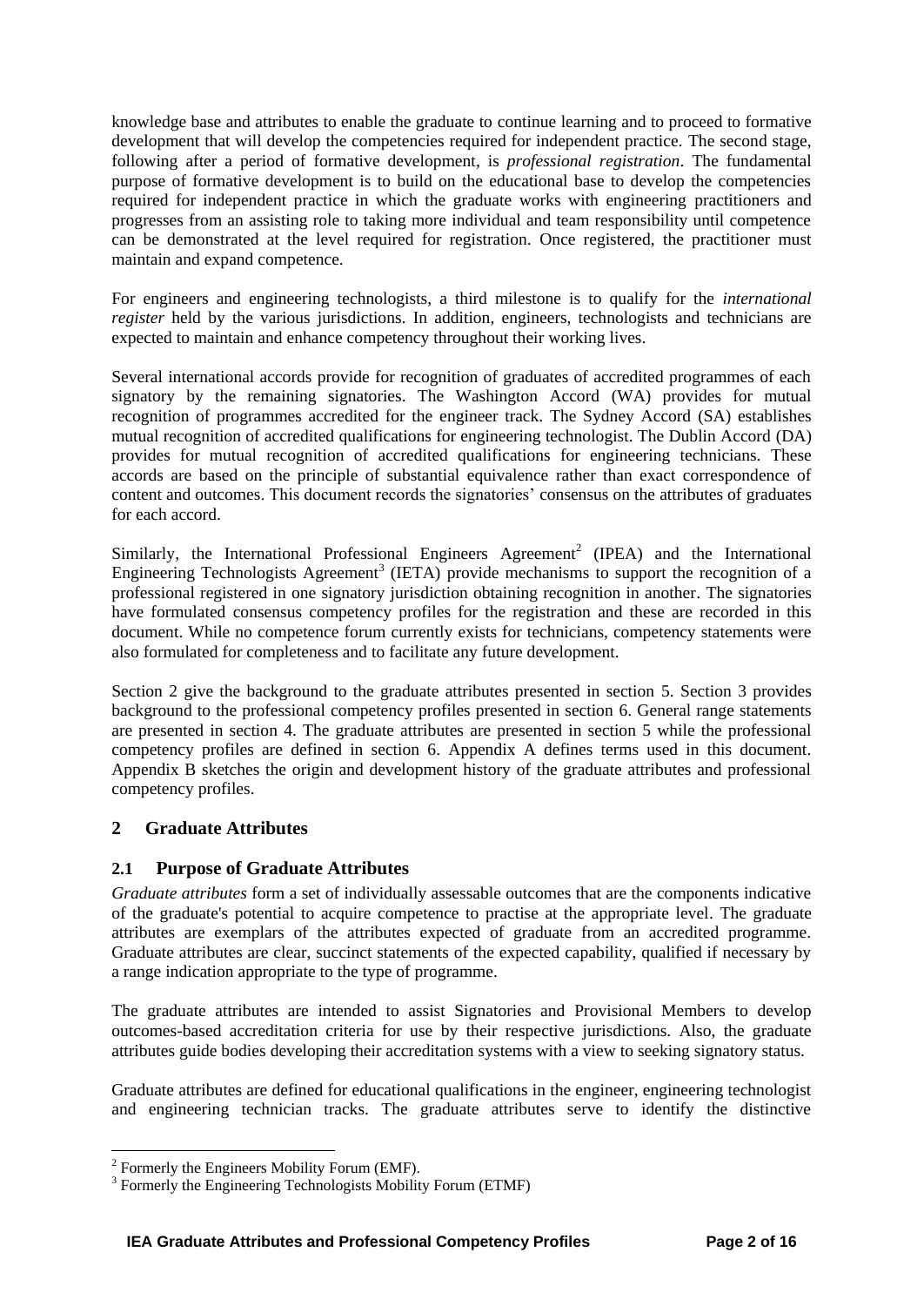knowledge base and attributes to enable the graduate to continue learning and to proceed to formative development that will develop the competencies required for independent practice. The second stage, following after a period of formative development, is *professional registration*. The fundamental purpose of formative development is to build on the educational base to develop the competencies required for independent practice in which the graduate works with engineering practitioners and progresses from an assisting role to taking more individual and team responsibility until competence can be demonstrated at the level required for registration. Once registered, the practitioner must maintain and expand competence.

For engineers and engineering technologists, a third milestone is to qualify for the *international register* held by the various jurisdictions. In addition, engineers, technologists and technicians are expected to maintain and enhance competency throughout their working lives.

Several international accords provide for recognition of graduates of accredited programmes of each signatory by the remaining signatories. The Washington Accord (WA) provides for mutual recognition of programmes accredited for the engineer track. The Sydney Accord (SA) establishes mutual recognition of accredited qualifications for engineering technologist. The Dublin Accord (DA) provides for mutual recognition of accredited qualifications for engineering technicians. These accords are based on the principle of substantial equivalence rather than exact correspondence of content and outcomes. This document records the signatories' consensus on the attributes of graduates for each accord.

Similarly, the International Professional Engineers Agreement[2] (IPEA) and the International Engineering Technologists Agreement[3] (IETA) provide mechanisms to support the recognition of a professional registered in one signatory jurisdiction obtaining recognition in another. The signatories have formulated consensus competency profiles for the registration and these are recorded in this document. While no competence forum currently exists for technicians, competency statements were also formulated for completeness and to facilitate any future development.

Section 2 give the background to the graduate attributes presented in section 5. Section 3 provides background to the professional competency profiles presented in section 6. General range statements are presented in section 4. The graduate attributes are presented in section 5 while the professional competency profiles are defined in section 6. Appendix A defines terms used in this document. Appendix B sketches the origin and development history of the graduate attributes and professional competency profiles.

## 2 Graduate Attributes

### 2.1 Purpose of Graduate Attributes

*Graduate attributes* form a set of individually assessable outcomes that are the components indicative of the graduate's potential to acquire competence to practise at the appropriate level. The graduate attributes are exemplars of the attributes expected of graduate from an accredited programme. Graduate attributes are clear, succinct statements of the expected capability, qualified if necessary by a range indication appropriate to the type of programme.

The graduate attributes are intended to assist Signatories and Provisional Members to develop outcomes-based accreditation criteria for use by their respective jurisdictions. Also, the graduate attributes guide bodies developing their accreditation systems with a view to seeking signatory status.

Graduate attributes are defined for educational qualifications in the engineer, engineering technologist and engineering technician tracks. The graduate attributes serve to identify the distinctive

[2] Formerly the Engineers Mobility Forum (EMF).

[3] Formerly the Engineering Technologists Mobility Forum (ETMF)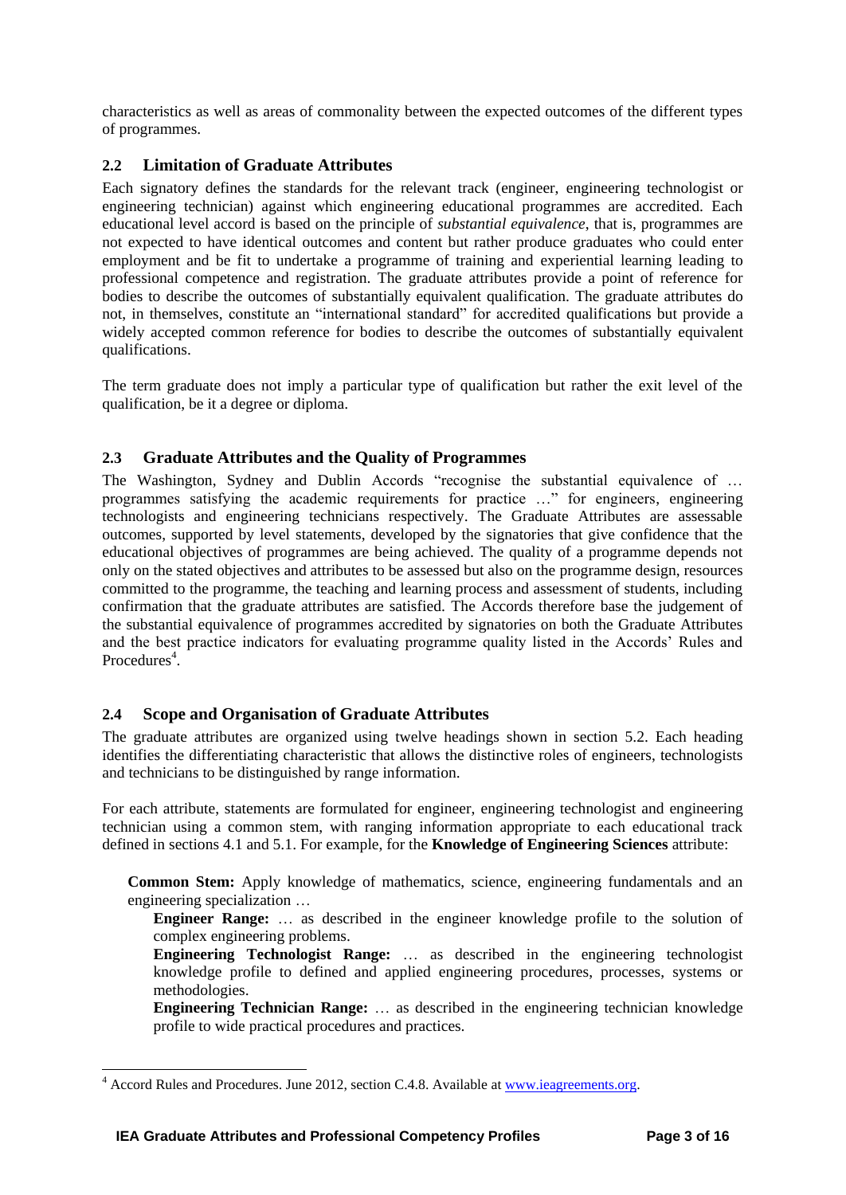characteristics as well as areas of commonality between the expected outcomes of the different types of programmes.

## 2.2 Limitation of Graduate Attributes

Each signatory defines the standards for the relevant track (engineer, engineering technologist or engineering technician) against which engineering educational programmes are accredited. Each educational level accord is based on the principle of *substantial equivalence*, that is, programmes are not expected to have identical outcomes and content but rather produce graduates who could enter employment and be fit to undertake a programme of training and experiential learning leading to professional competence and registration. The graduate attributes provide a point of reference for bodies to describe the outcomes of substantially equivalent qualification. The graduate attributes do not, in themselves, constitute an "international standard" for accredited qualifications but provide a widely accepted common reference for bodies to describe the outcomes of substantially equivalent qualifications.

The term graduate does not imply a particular type of qualification but rather the exit level of the qualification, be it a degree or diploma.

## 2.3 Graduate Attributes and the Quality of Programmes

The Washington, Sydney and Dublin Accords "recognise the substantial equivalence of … programmes satisfying the academic requirements for practice …" for engineers, engineering technologists and engineering technicians respectively. The Graduate Attributes are assessable outcomes, supported by level statements, developed by the signatories that give confidence that the educational objectives of programmes are being achieved. The quality of a programme depends not only on the stated objectives and attributes to be assessed but also on the programme design, resources committed to the programme, the teaching and learning process and assessment of students, including confirmation that the graduate attributes are satisfied. The Accords therefore base the judgement of the substantial equivalence of programmes accredited by signatories on both the Graduate Attributes and the best practice indicators for evaluating programme quality listed in the Accords' Rules and Procedures[4].

## 2.4 Scope and Organisation of Graduate Attributes

The graduate attributes are organized using twelve headings shown in section 5.2. Each heading identifies the differentiating characteristic that allows the distinctive roles of engineers, technologists and technicians to be distinguished by range information.

For each attribute, statements are formulated for engineer, engineering technologist and engineering technician using a common stem, with ranging information appropriate to each educational track defined in sections 4.1 and 5.1. For example, for the **Knowledge of Engineering Sciences** attribute:

> **Common Stem:** Apply knowledge of mathematics, science, engineering fundamentals and an engineering specialization …
>
> > **Engineer Range:** … as described in the engineer knowledge profile to the solution of complex engineering problems.
> >
> > **Engineering Technologist Range:** … as described in the engineering technologist knowledge profile to defined and applied engineering procedures, processes, systems or methodologies.
> >
> > **Engineering Technician Range:** … as described in the engineering technician knowledge profile to wide practical procedures and practices.

---

[4] Accord Rules and Procedures. June 2012, section C.4.8. Available at www.ieagreements.org.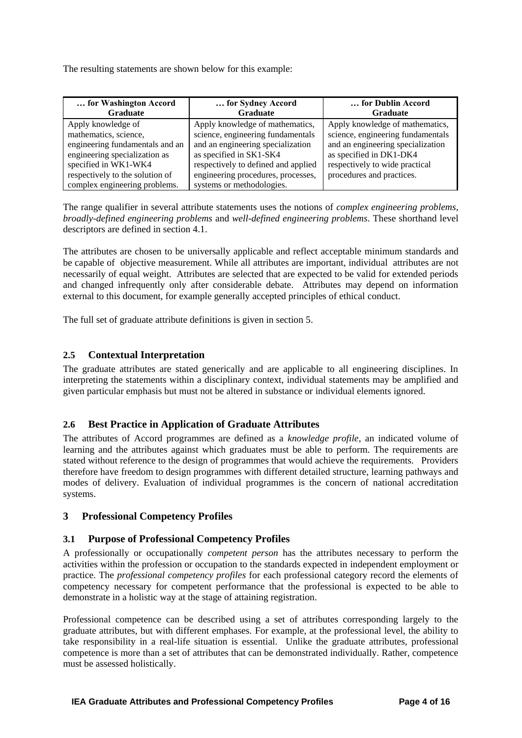The resulting statements are shown below for this example:

| … for Washington Accord Graduate | … for Sydney Accord Graduate | … for Dublin Accord Graduate |
|---|---|---|
| Apply knowledge of mathematics, science, engineering fundamentals and an engineering specialization as specified in WK1-WK4 respectively to the solution of complex engineering problems. | Apply knowledge of mathematics, science, engineering fundamentals and an engineering specialization as specified in SK1-SK4 respectively to defined and applied engineering procedures, processes, systems or methodologies. | Apply knowledge of mathematics, science, engineering fundamentals and an engineering specialization as specified in DK1-DK4 respectively to wide practical procedures and practices. |

The range qualifier in several attribute statements uses the notions of *complex engineering problems*, *broadly-defined engineering problems* and *well-defined engineering problems*. These shorthand level descriptors are defined in section 4.1.

The attributes are chosen to be universally applicable and reflect acceptable minimum standards and be capable of objective measurement. While all attributes are important, individual attributes are not necessarily of equal weight. Attributes are selected that are expected to be valid for extended periods and changed infrequently only after considerable debate. Attributes may depend on information external to this document, for example generally accepted principles of ethical conduct.

The full set of graduate attribute definitions is given in section 5.

### 2.5 Contextual Interpretation

The graduate attributes are stated generically and are applicable to all engineering disciplines. In interpreting the statements within a disciplinary context, individual statements may be amplified and given particular emphasis but must not be altered in substance or individual elements ignored.

### 2.6 Best Practice in Application of Graduate Attributes

The attributes of Accord programmes are defined as a *knowledge profile*, an indicated volume of learning and the attributes against which graduates must be able to perform. The requirements are stated without reference to the design of programmes that would achieve the requirements. Providers therefore have freedom to design programmes with different detailed structure, learning pathways and modes of delivery. Evaluation of individual programmes is the concern of national accreditation systems.

## 3 Professional Competency Profiles

### 3.1 Purpose of Professional Competency Profiles

A professionally or occupationally *competent person* has the attributes necessary to perform the activities within the profession or occupation to the standards expected in independent employment or practice. The *professional competency profiles* for each professional category record the elements of competency necessary for competent performance that the professional is expected to be able to demonstrate in a holistic way at the stage of attaining registration.

Professional competence can be described using a set of attributes corresponding largely to the graduate attributes, but with different emphases. For example, at the professional level, the ability to take responsibility in a real-life situation is essential. Unlike the graduate attributes, professional competence is more than a set of attributes that can be demonstrated individually. Rather, competence must be assessed holistically.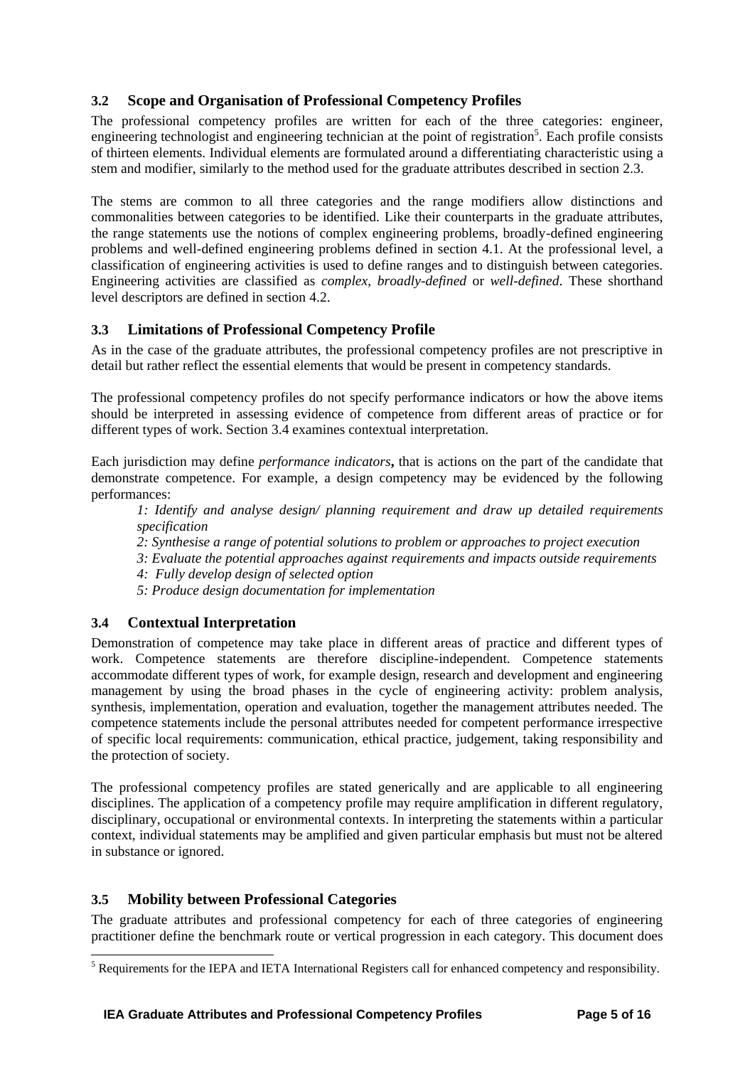### 3.2 Scope and Organisation of Professional Competency Profiles

The professional competency profiles are written for each of the three categories: engineer, engineering technologist and engineering technician at the point of registration[5]. Each profile consists of thirteen elements. Individual elements are formulated around a differentiating characteristic using a stem and modifier, similarly to the method used for the graduate attributes described in section 2.3.

The stems are common to all three categories and the range modifiers allow distinctions and commonalities between categories to be identified. Like their counterparts in the graduate attributes, the range statements use the notions of complex engineering problems, broadly-defined engineering problems and well-defined engineering problems defined in section 4.1. At the professional level, a classification of engineering activities is used to define ranges and to distinguish between categories. Engineering activities are classified as *complex*, *broadly-defined* or *well-defined*. These shorthand level descriptors are defined in section 4.2.

### 3.3 Limitations of Professional Competency Profile

As in the case of the graduate attributes, the professional competency profiles are not prescriptive in detail but rather reflect the essential elements that would be present in competency standards.

The professional competency profiles do not specify performance indicators or how the above items should be interpreted in assessing evidence of competence from different areas of practice or for different types of work. Section 3.4 examines contextual interpretation.

Each jurisdiction may define *performance indicators***,** that is actions on the part of the candidate that demonstrate competence. For example, a design competency may be evidenced by the following performances:

*1: Identify and analyse design/ planning requirement and draw up detailed requirements specification*
*2: Synthesise a range of potential solutions to problem or approaches to project execution*
*3: Evaluate the potential approaches against requirements and impacts outside requirements*
*4: Fully develop design of selected option*
*5: Produce design documentation for implementation*

### 3.4 Contextual Interpretation

Demonstration of competence may take place in different areas of practice and different types of work. Competence statements are therefore discipline-independent. Competence statements accommodate different types of work, for example design, research and development and engineering management by using the broad phases in the cycle of engineering activity: problem analysis, synthesis, implementation, operation and evaluation, together the management attributes needed. The competence statements include the personal attributes needed for competent performance irrespective of specific local requirements: communication, ethical practice, judgement, taking responsibility and the protection of society.

The professional competency profiles are stated generically and are applicable to all engineering disciplines. The application of a competency profile may require amplification in different regulatory, disciplinary, occupational or environmental contexts. In interpreting the statements within a particular context, individual statements may be amplified and given particular emphasis but must not be altered in substance or ignored.

### 3.5 Mobility between Professional Categories

The graduate attributes and professional competency for each of three categories of engineering practitioner define the benchmark route or vertical progression in each category. This document does

[5] Requirements for the IEPA and IETA International Registers call for enhanced competency and responsibility.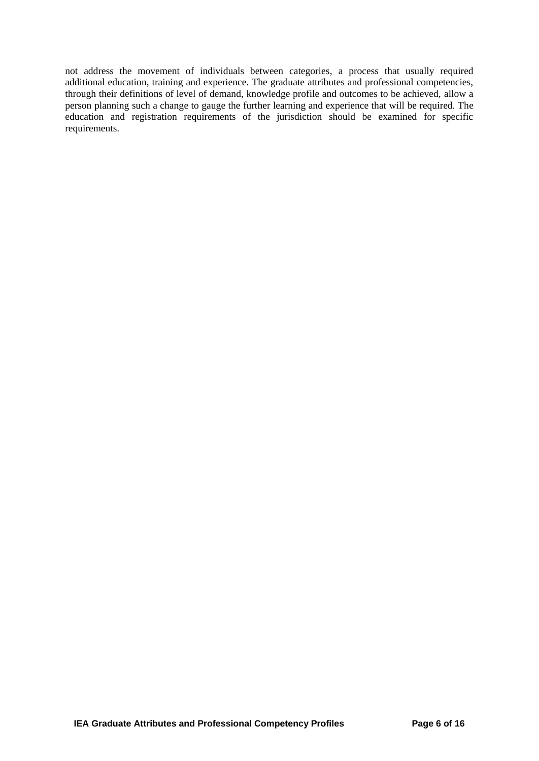not address the movement of individuals between categories, a process that usually required additional education, training and experience. The graduate attributes and professional competencies, through their definitions of level of demand, knowledge profile and outcomes to be achieved, allow a person planning such a change to gauge the further learning and experience that will be required. The education and registration requirements of the jurisdiction should be examined for specific requirements.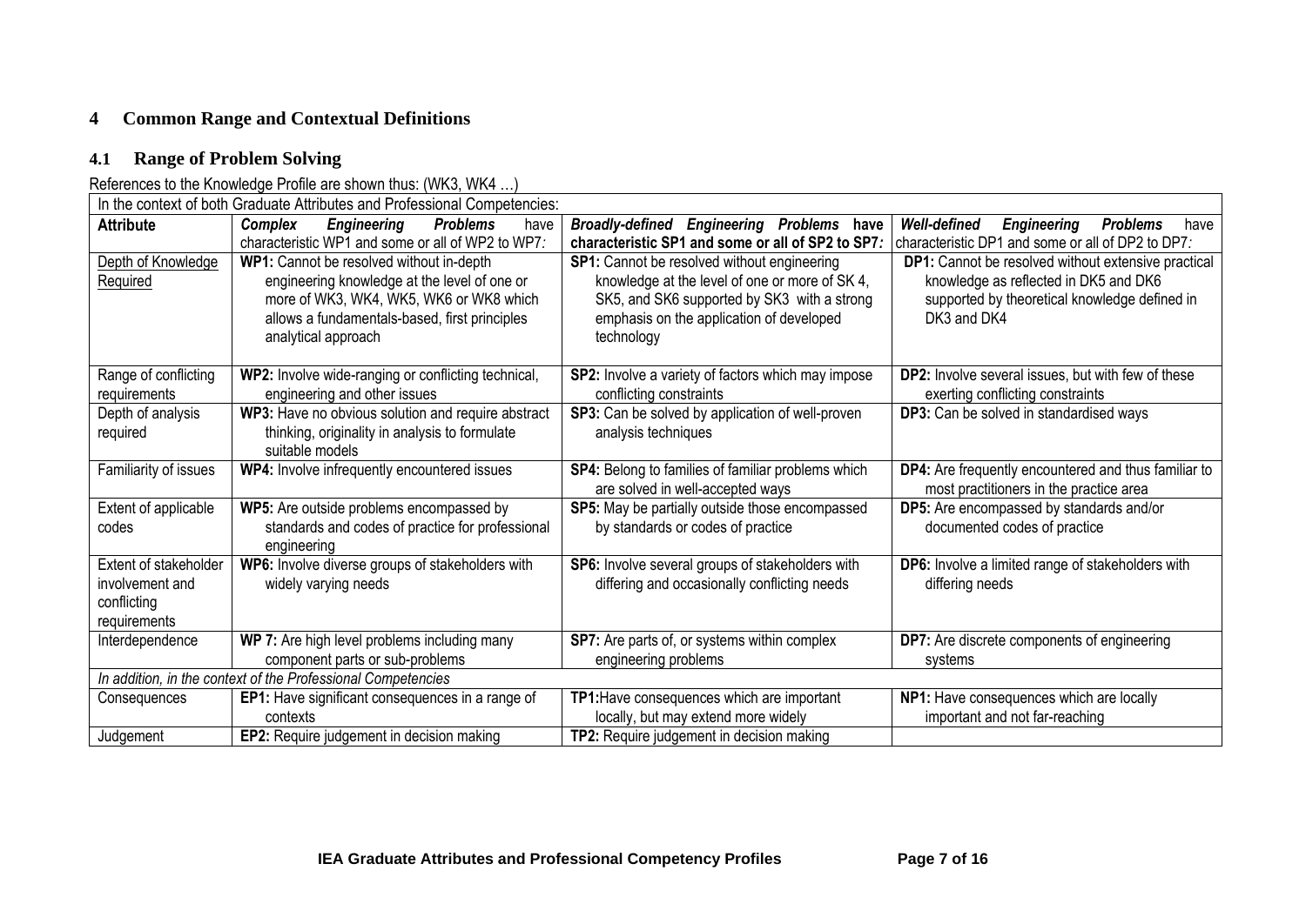## 4 Common Range and Contextual Definitions

### 4.1 Range of Problem Solving

References to the Knowledge Profile are shown thus: (WK3, WK4 …)

| In the context of both Graduate Attributes and Professional Competencies: | | | |
|---|---|---|---|
| **Attribute** | ***Complex Engineering Problems*** have characteristic WP1 and some or all of WP2 to WP7*:* | ***Broadly-defined Engineering Problems*** **have characteristic SP1 and some or all of SP2 to SP7*:*** | ***Well-defined Engineering Problems*** have characteristic DP1 and some or all of DP2 to DP7*:* |
| Depth of Knowledge Required | **WP1:** Cannot be resolved without in-depth engineering knowledge at the level of one or more of WK3, WK4, WK5, WK6 or WK8 which allows a fundamentals-based, first principles analytical approach | **SP1:** Cannot be resolved without engineering knowledge at the level of one or more of SK 4, SK5, and SK6 supported by SK3 with a strong emphasis on the application of developed technology | **DP1:** Cannot be resolved without extensive practical knowledge as reflected in DK5 and DK6 supported by theoretical knowledge defined in DK3 and DK4 |
| Range of conflicting requirements | **WP2:** Involve wide-ranging or conflicting technical, engineering and other issues | **SP2:** Involve a variety of factors which may impose conflicting constraints | **DP2:** Involve several issues, but with few of these exerting conflicting constraints |
| Depth of analysis required | **WP3:** Have no obvious solution and require abstract thinking, originality in analysis to formulate suitable models | **SP3:** Can be solved by application of well-proven analysis techniques | **DP3:** Can be solved in standardised ways |
| Familiarity of issues | **WP4:** Involve infrequently encountered issues | **SP4:** Belong to families of familiar problems which are solved in well-accepted ways | **DP4:** Are frequently encountered and thus familiar to most practitioners in the practice area |
| Extent of applicable codes | **WP5:** Are outside problems encompassed by standards and codes of practice for professional engineering | **SP5:** May be partially outside those encompassed by standards or codes of practice | **DP5:** Are encompassed by standards and/or documented codes of practice |
| Extent of stakeholder involvement and conflicting requirements | **WP6:** Involve diverse groups of stakeholders with widely varying needs | **SP6:** Involve several groups of stakeholders with differing and occasionally conflicting needs | **DP6:** Involve a limited range of stakeholders with differing needs |
| Interdependence | **WP 7:** Are high level problems including many component parts or sub-problems | **SP7:** Are parts of, or systems within complex engineering problems | **DP7:** Are discrete components of engineering systems |
| *In addition, in the context of the Professional Competencies* | | | |
| Consequences | **EP1:** Have significant consequences in a range of contexts | **TP1:** Have consequences which are important locally, but may extend more widely | **NP1:** Have consequences which are locally important and not far-reaching |
| Judgement | **EP2:** Require judgement in decision making | **TP2:** Require judgement in decision making | |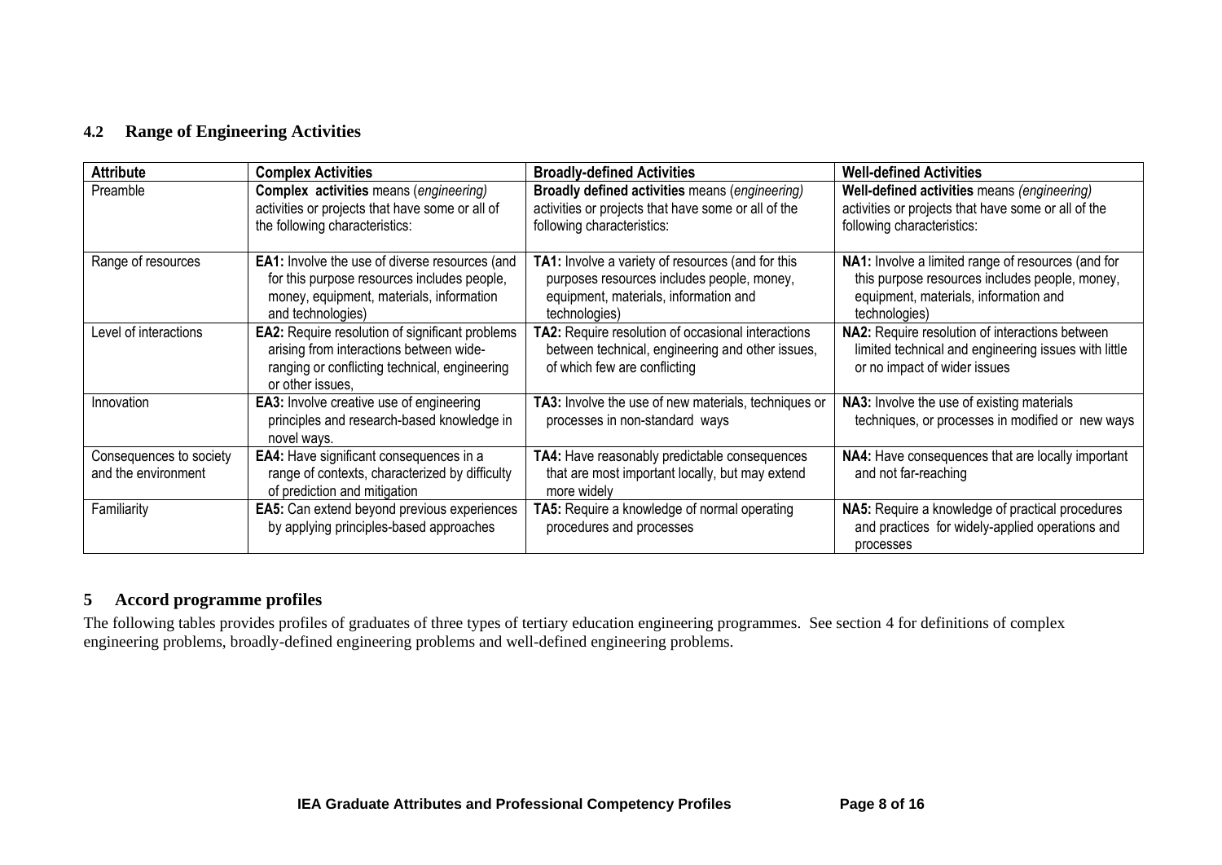## 4.2 Range of Engineering Activities

| Attribute | Complex Activities | Broadly-defined Activities | Well-defined Activities |
|---|---|---|---|
| Preamble | **Complex activities** means (*engineering*) activities or projects that have some or all of the following characteristics: | **Broadly defined activities** means (*engineering*) activities or projects that have some or all of the following characteristics: | **Well-defined activities** means *(engineering)* activities or projects that have some or all of the following characteristics: |
| Range of resources | **EA1:** Involve the use of diverse resources (and for this purpose resources includes people, money, equipment, materials, information and technologies) | **TA1:** Involve a variety of resources (and for this purposes resources includes people, money, equipment, materials, information and technologies) | **NA1:** Involve a limited range of resources (and for this purpose resources includes people, money, equipment, materials, information and technologies) |
| Level of interactions | **EA2:** Require resolution of significant problems arising from interactions between wide-ranging or conflicting technical, engineering or other issues, | **TA2:** Require resolution of occasional interactions between technical, engineering and other issues, of which few are conflicting | **NA2:** Require resolution of interactions between limited technical and engineering issues with little or no impact of wider issues |
| Innovation | **EA3:** Involve creative use of engineering principles and research-based knowledge in novel ways. | **TA3:** Involve the use of new materials, techniques or processes in non-standard ways | **NA3:** Involve the use of existing materials techniques, or processes in modified or new ways |
| Consequences to society and the environment | **EA4:** Have significant consequences in a range of contexts, characterized by difficulty of prediction and mitigation | **TA4:** Have reasonably predictable consequences that are most important locally, but may extend more widely | **NA4:** Have consequences that are locally important and not far-reaching |
| Familiarity | **EA5:** Can extend beyond previous experiences by applying principles-based approaches | **TA5:** Require a knowledge of normal operating procedures and processes | **NA5:** Require a knowledge of practical procedures and practices for widely-applied operations and processes |

# 5 Accord programme profiles

The following tables provides profiles of graduates of three types of tertiary education engineering programmes. See section 4 for definitions of complex engineering problems, broadly-defined engineering problems and well-defined engineering problems.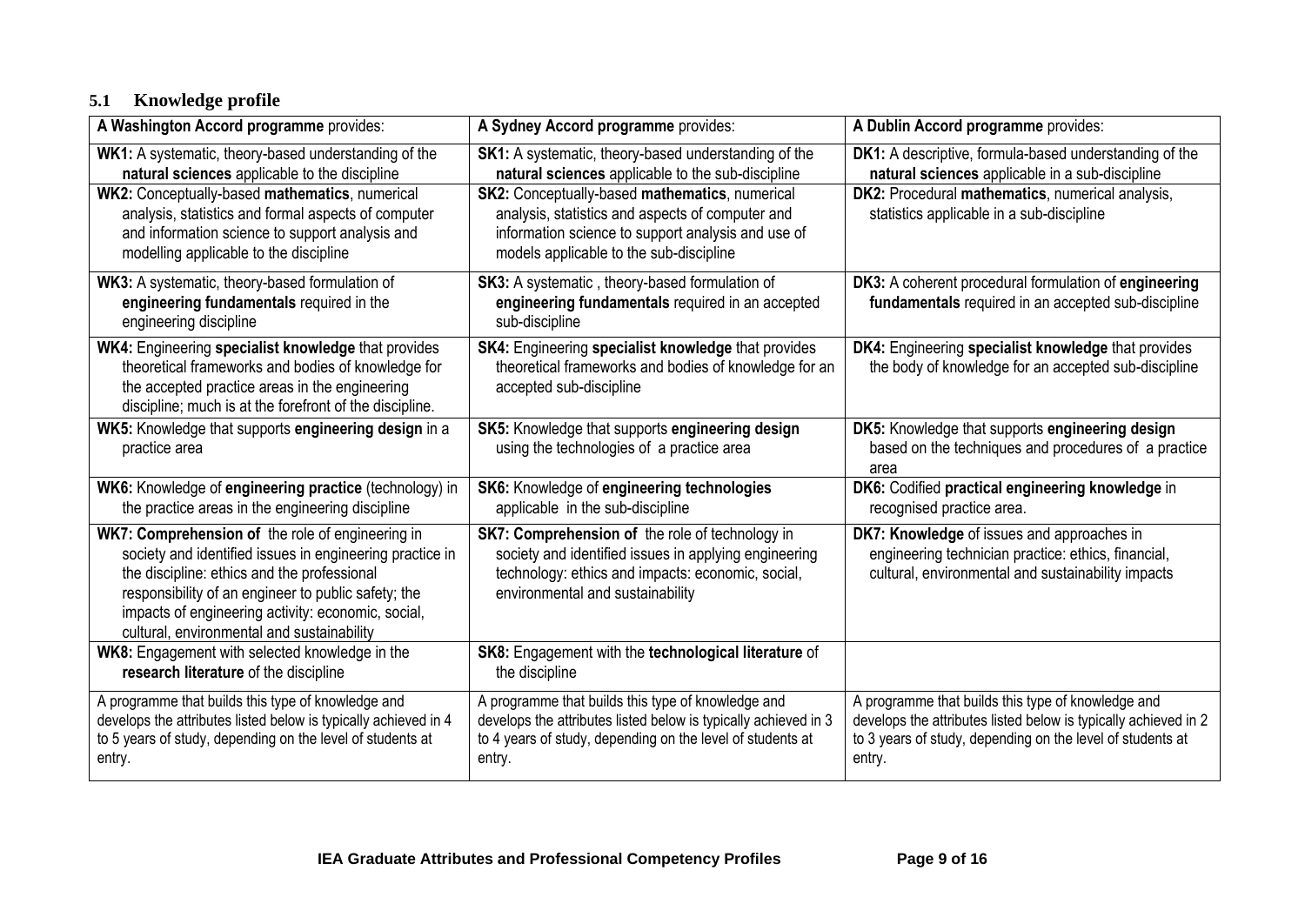### 5.1 Knowledge profile

| **A Washington Accord programme** provides: | **A Sydney Accord programme** provides: | **A Dublin Accord programme** provides: |
|---|---|---|
| **WK1:** A systematic, theory-based understanding of the **natural sciences** applicable to the discipline | **SK1:** A systematic, theory-based understanding of the **natural sciences** applicable to the sub-discipline | **DK1:** A descriptive, formula-based understanding of the **natural sciences** applicable in a sub-discipline |
| **WK2:** Conceptually-based **mathematics**, numerical analysis, statistics and formal aspects of computer and information science to support analysis and modelling applicable to the discipline | **SK2:** Conceptually-based **mathematics**, numerical analysis, statistics and aspects of computer and information science to support analysis and use of models applicable to the sub-discipline | **DK2:** Procedural **mathematics**, numerical analysis, statistics applicable in a sub-discipline |
| **WK3:** A systematic, theory-based formulation of **engineering fundamentals** required in the engineering discipline | **SK3:** A systematic , theory-based formulation of **engineering fundamentals** required in an accepted sub-discipline | **DK3:** A coherent procedural formulation of **engineering fundamentals** required in an accepted sub-discipline |
| **WK4:** Engineering **specialist knowledge** that provides theoretical frameworks and bodies of knowledge for the accepted practice areas in the engineering discipline; much is at the forefront of the discipline. | **SK4:** Engineering **specialist knowledge** that provides theoretical frameworks and bodies of knowledge for an accepted sub-discipline | **DK4:** Engineering **specialist knowledge** that provides the body of knowledge for an accepted sub-discipline |
| **WK5:** Knowledge that supports **engineering design** in a practice area | **SK5:** Knowledge that supports **engineering design** using the technologies of a practice area | **DK5:** Knowledge that supports **engineering design** based on the techniques and procedures of a practice area |
| **WK6:** Knowledge of **engineering practice** (technology) in the practice areas in the engineering discipline | **SK6:** Knowledge of **engineering technologies** applicable in the sub-discipline | **DK6:** Codified **practical engineering knowledge** in recognised practice area. |
| **WK7: Comprehension of** the role of engineering in society and identified issues in engineering practice in the discipline: ethics and the professional responsibility of an engineer to public safety; the impacts of engineering activity: economic, social, cultural, environmental and sustainability | **SK7: Comprehension of** the role of technology in society and identified issues in applying engineering technology: ethics and impacts: economic, social, environmental and sustainability | **DK7: Knowledge** of issues and approaches in engineering technician practice: ethics, financial, cultural, environmental and sustainability impacts |
| **WK8:** Engagement with selected knowledge in the **research literature** of the discipline | **SK8:** Engagement with the **technological literature** of the discipline | |
| A programme that builds this type of knowledge and develops the attributes listed below is typically achieved in 4 to 5 years of study, depending on the level of students at entry. | A programme that builds this type of knowledge and develops the attributes listed below is typically achieved in 3 to 4 years of study, depending on the level of students at entry. | A programme that builds this type of knowledge and develops the attributes listed below is typically achieved in 2 to 3 years of study, depending on the level of students at entry. |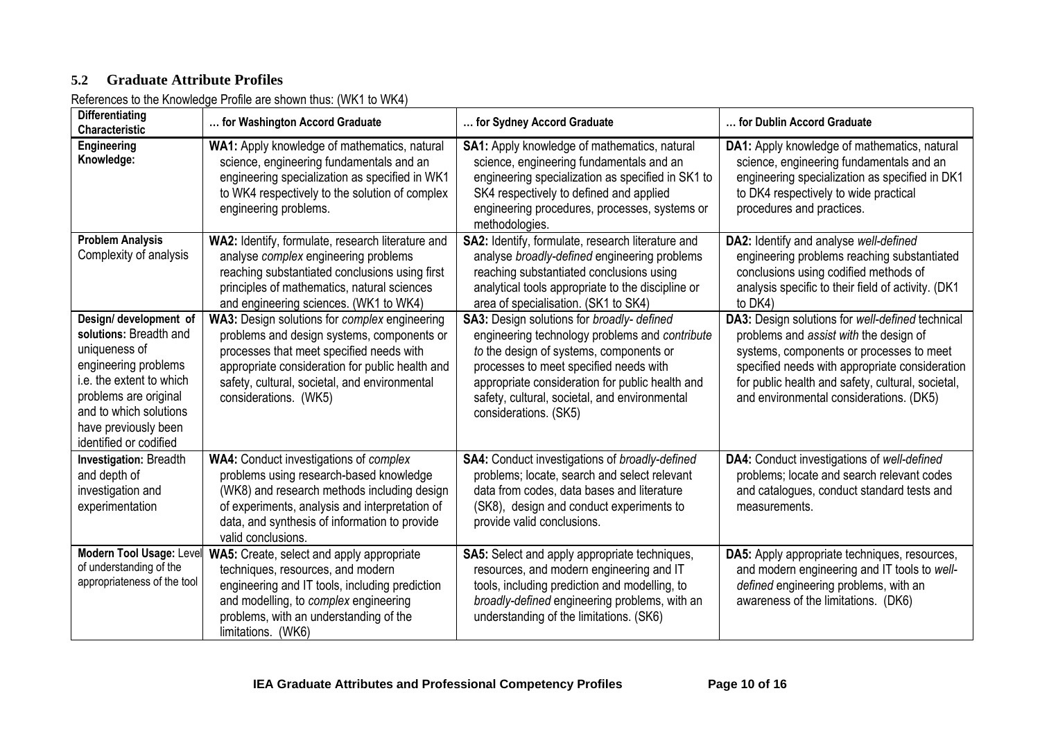## 5.2 Graduate Attribute Profiles

References to the Knowledge Profile are shown thus: (WK1 to WK4)

| **Differentiating Characteristic** | **… for Washington Accord Graduate** | **… for Sydney Accord Graduate** | **… for Dublin Accord Graduate** |
|---|---|---|---|
| **Engineering Knowledge:** | **WA1:** Apply knowledge of mathematics, natural science, engineering fundamentals and an engineering specialization as specified in WK1 to WK4 respectively to the solution of complex engineering problems. | **SA1:** Apply knowledge of mathematics, natural science, engineering fundamentals and an engineering specialization as specified in SK1 to SK4 respectively to defined and applied engineering procedures, processes, systems or methodologies. | **DA1:** Apply knowledge of mathematics, natural science, engineering fundamentals and an engineering specialization as specified in DK1 to DK4 respectively to wide practical procedures and practices. |
| **Problem Analysis** Complexity of analysis | **WA2:** Identify, formulate, research literature and analyse *complex* engineering problems reaching substantiated conclusions using first principles of mathematics, natural sciences and engineering sciences. (WK1 to WK4) | **SA2:** Identify, formulate, research literature and analyse *broadly-defined* engineering problems reaching substantiated conclusions using analytical tools appropriate to the discipline or area of specialisation. (SK1 to SK4) | **DA2:** Identify and analyse *well-defined* engineering problems reaching substantiated conclusions using codified methods of analysis specific to their field of activity. (DK1 to DK4) |
| **Design/ development of solutions:** Breadth and uniqueness of engineering problems i.e. the extent to which problems are original and to which solutions have previously been identified or codified | **WA3:** Design solutions for *complex* engineering problems and design systems, components or processes that meet specified needs with appropriate consideration for public health and safety, cultural, societal, and environmental considerations. (WK5) | **SA3:** Design solutions for *broadly- defined* engineering technology problems and *contribute to* the design of systems, components or processes to meet specified needs with appropriate consideration for public health and safety, cultural, societal, and environmental considerations. (SK5) | **DA3:** Design solutions for *well-defined* technical problems and *assist with* the design of systems, components or processes to meet specified needs with appropriate consideration for public health and safety, cultural, societal, and environmental considerations. (DK5) |
| **Investigation:** Breadth and depth of investigation and experimentation | **WA4:** Conduct investigations of *complex* problems using research-based knowledge (WK8) and research methods including design of experiments, analysis and interpretation of data, and synthesis of information to provide valid conclusions. | **SA4:** Conduct investigations of *broadly-defined* problems; locate, search and select relevant data from codes, data bases and literature (SK8), design and conduct experiments to provide valid conclusions. | **DA4:** Conduct investigations of *well-defined* problems; locate and search relevant codes and catalogues, conduct standard tests and measurements. |
| **Modern Tool Usage:** Level of understanding of the appropriateness of the tool | **WA5:** Create, select and apply appropriate techniques, resources, and modern engineering and IT tools, including prediction and modelling, to *complex* engineering problems, with an understanding of the limitations. (WK6) | **SA5:** Select and apply appropriate techniques, resources, and modern engineering and IT tools, including prediction and modelling, to *broadly-defined* engineering problems, with an understanding of the limitations. (SK6) | **DA5:** Apply appropriate techniques, resources, and modern engineering and IT tools to *well-defined* engineering problems, with an awareness of the limitations. (DK6) |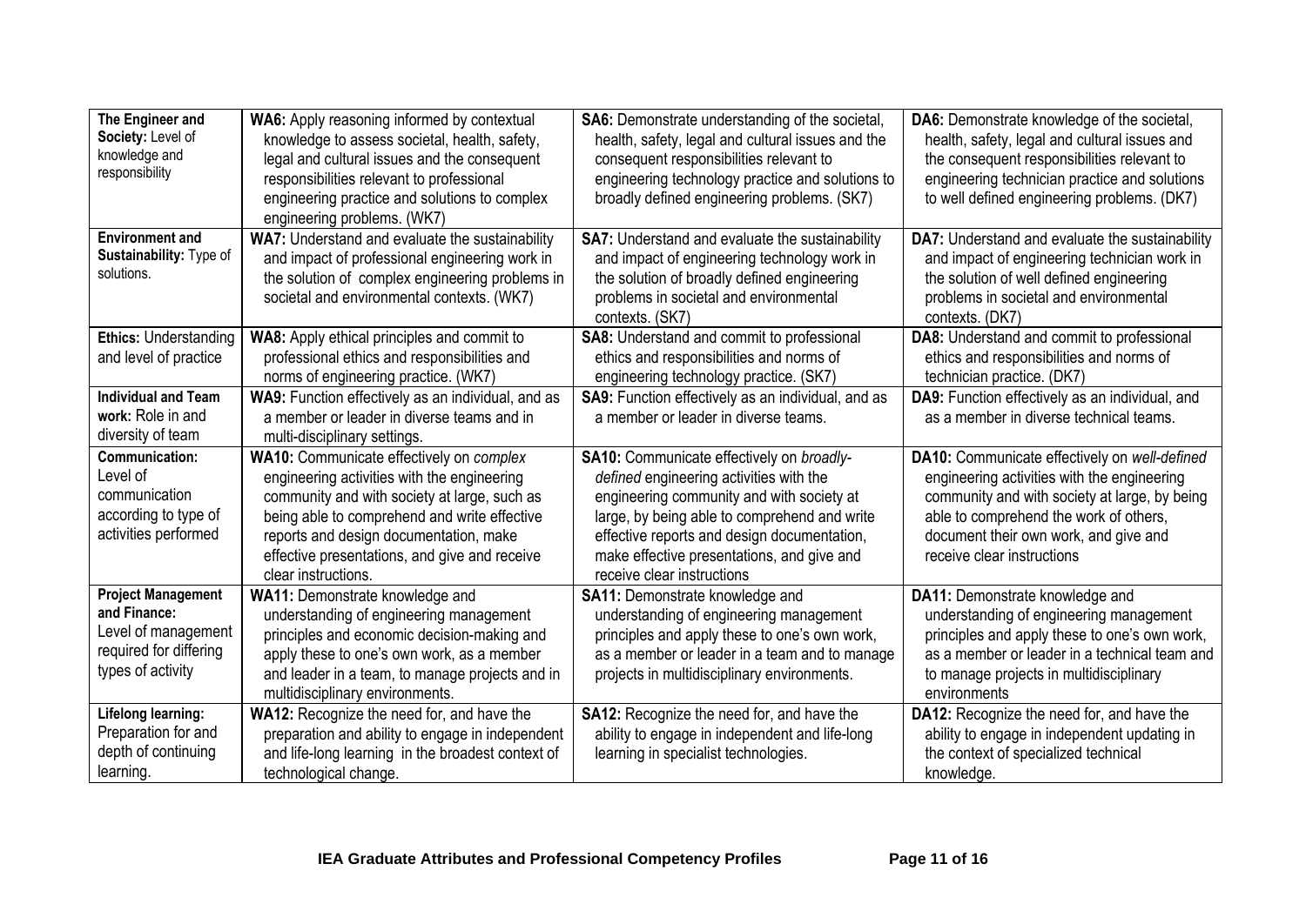| **The Engineer and Society:** Level of knowledge and responsibility | **WA6:** Apply reasoning informed by contextual knowledge to assess societal, health, safety, legal and cultural issues and the consequent responsibilities relevant to professional engineering practice and solutions to complex engineering problems. (WK7) | **SA6:** Demonstrate understanding of the societal, health, safety, legal and cultural issues and the consequent responsibilities relevant to engineering technology practice and solutions to broadly defined engineering problems. (SK7) | **DA6:** Demonstrate knowledge of the societal, health, safety, legal and cultural issues and the consequent responsibilities relevant to engineering technician practice and solutions to well defined engineering problems. (DK7) |
|---|---|---|---|
| **Environment and Sustainability:** Type of solutions. | **WA7:** Understand and evaluate the sustainability and impact of professional engineering work in the solution of complex engineering problems in societal and environmental contexts. (WK7) | **SA7:** Understand and evaluate the sustainability and impact of engineering technology work in the solution of broadly defined engineering problems in societal and environmental contexts. (SK7) | **DA7:** Understand and evaluate the sustainability and impact of engineering technician work in the solution of well defined engineering problems in societal and environmental contexts. (DK7) |
| **Ethics:** Understanding and level of practice | **WA8:** Apply ethical principles and commit to professional ethics and responsibilities and norms of engineering practice. (WK7) | **SA8:** Understand and commit to professional ethics and responsibilities and norms of engineering technology practice. (SK7) | **DA8:** Understand and commit to professional ethics and responsibilities and norms of technician practice. (DK7) |
| **Individual and Team work:** Role in and diversity of team | **WA9:** Function effectively as an individual, and as a member or leader in diverse teams and in multi-disciplinary settings. | **SA9:** Function effectively as an individual, and as a member or leader in diverse teams. | **DA9:** Function effectively as an individual, and as a member in diverse technical teams. |
| **Communication:** Level of communication according to type of activities performed | **WA10:** Communicate effectively on *complex* engineering activities with the engineering community and with society at large, such as being able to comprehend and write effective reports and design documentation, make effective presentations, and give and receive clear instructions. | **SA10:** Communicate effectively on *broadly-defined* engineering activities with the engineering community and with society at large, by being able to comprehend and write effective reports and design documentation, make effective presentations, and give and receive clear instructions | **DA10:** Communicate effectively on *well-defined* engineering activities with the engineering community and with society at large, by being able to comprehend the work of others, document their own work, and give and receive clear instructions |
| **Project Management and Finance:** Level of management required for differing types of activity | **WA11:** Demonstrate knowledge and understanding of engineering management principles and economic decision-making and apply these to one's own work, as a member and leader in a team, to manage projects and in multidisciplinary environments. | **SA11:** Demonstrate knowledge and understanding of engineering management principles and apply these to one's own work, as a member or leader in a team and to manage projects in multidisciplinary environments. | **DA11:** Demonstrate knowledge and understanding of engineering management principles and apply these to one's own work, as a member or leader in a technical team and to manage projects in multidisciplinary environments |
| **Lifelong learning:** Preparation for and depth of continuing learning. | **WA12:** Recognize the need for, and have the preparation and ability to engage in independent and life-long learning in the broadest context of technological change. | **SA12:** Recognize the need for, and have the ability to engage in independent and life-long learning in specialist technologies. | **DA12:** Recognize the need for, and have the ability to engage in independent updating in the context of specialized technical knowledge. |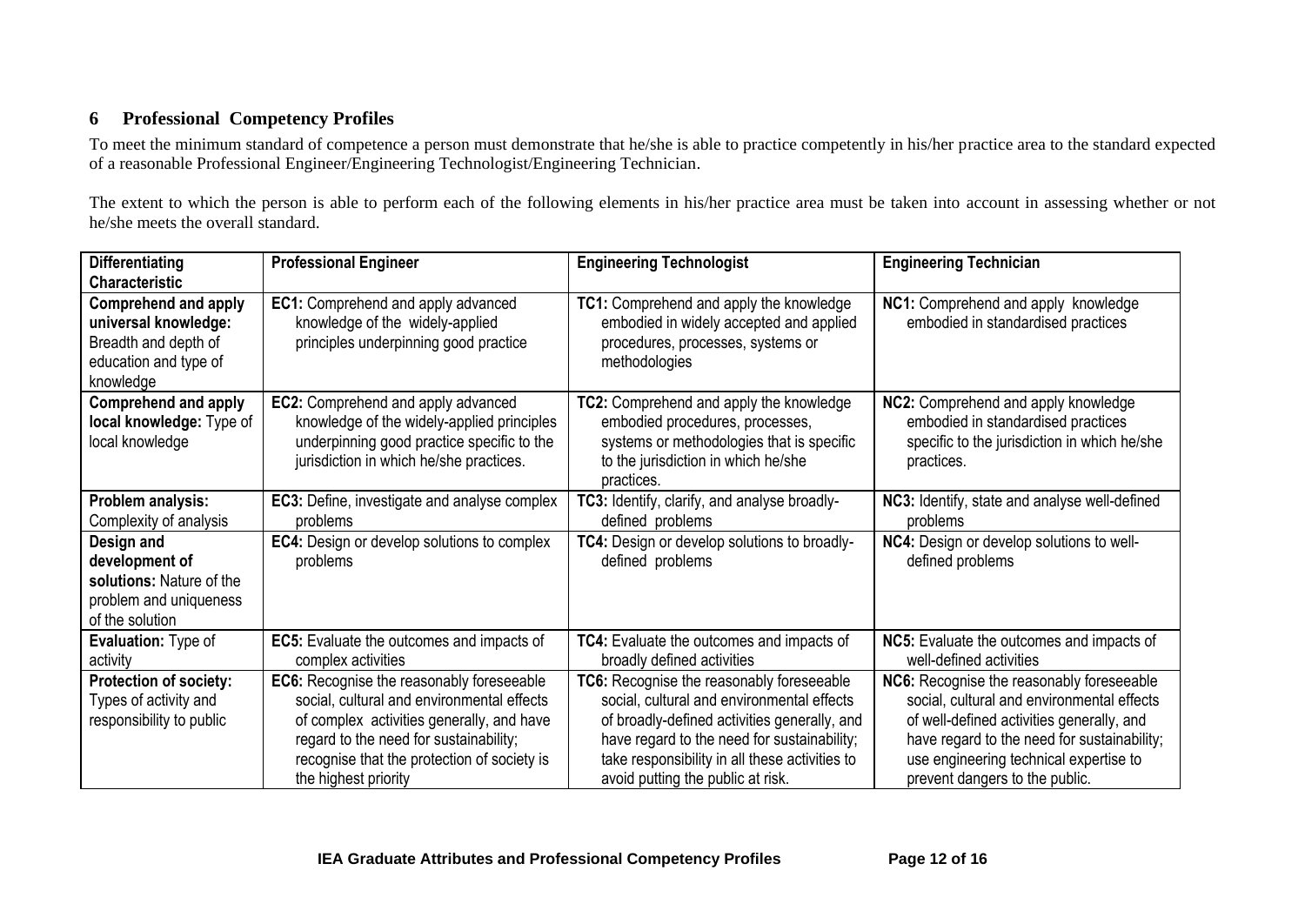## 6 Professional Competency Profiles

To meet the minimum standard of competence a person must demonstrate that he/she is able to practice competently in his/her practice area to the standard expected of a reasonable Professional Engineer/Engineering Technologist/Engineering Technician.

The extent to which the person is able to perform each of the following elements in his/her practice area must be taken into account in assessing whether or not he/she meets the overall standard.

| Differentiating Characteristic | Professional Engineer | Engineering Technologist | Engineering Technician |
|---|---|---|---|
| **Comprehend and apply universal knowledge:** Breadth and depth of education and type of knowledge | **EC1:** Comprehend and apply advanced knowledge of the widely-applied principles underpinning good practice | **TC1:** Comprehend and apply the knowledge embodied in widely accepted and applied procedures, processes, systems or methodologies | **NC1:** Comprehend and apply knowledge embodied in standardised practices |
| **Comprehend and apply local knowledge:** Type of local knowledge | **EC2:** Comprehend and apply advanced knowledge of the widely-applied principles underpinning good practice specific to the jurisdiction in which he/she practices. | **TC2:** Comprehend and apply the knowledge embodied procedures, processes, systems or methodologies that is specific to the jurisdiction in which he/she practices. | **NC2:** Comprehend and apply knowledge embodied in standardised practices specific to the jurisdiction in which he/she practices. |
| **Problem analysis:** Complexity of analysis | **EC3:** Define, investigate and analyse complex problems | **TC3:** Identify, clarify, and analyse broadly-defined problems | **NC3:** Identify, state and analyse well-defined problems |
| **Design and development of solutions:** Nature of the problem and uniqueness of the solution | **EC4:** Design or develop solutions to complex problems | **TC4:** Design or develop solutions to broadly-defined problems | **NC4:** Design or develop solutions to well-defined problems |
| **Evaluation:** Type of activity | **EC5:** Evaluate the outcomes and impacts of complex activities | **TC4:** Evaluate the outcomes and impacts of broadly defined activities | **NC5:** Evaluate the outcomes and impacts of well-defined activities |
| **Protection of society:** Types of activity and responsibility to public | **EC6:** Recognise the reasonably foreseeable social, cultural and environmental effects of complex activities generally, and have regard to the need for sustainability; recognise that the protection of society is the highest priority | **TC6:** Recognise the reasonably foreseeable social, cultural and environmental effects of broadly-defined activities generally, and have regard to the need for sustainability; take responsibility in all these activities to avoid putting the public at risk. | **NC6:** Recognise the reasonably foreseeable social, cultural and environmental effects of well-defined activities generally, and have regard to the need for sustainability; use engineering technical expertise to prevent dangers to the public. |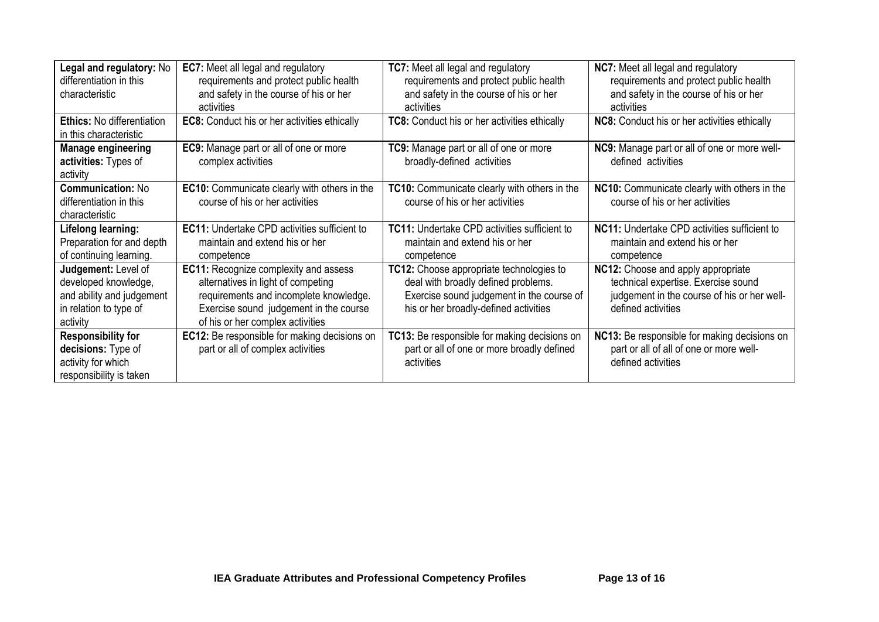| | | | |
|---|---|---|---|
| **Legal and regulatory:** No differentiation in this characteristic | **EC7:** Meet all legal and regulatory requirements and protect public health and safety in the course of his or her activities | **TC7:** Meet all legal and regulatory requirements and protect public health and safety in the course of his or her activities | **NC7:** Meet all legal and regulatory requirements and protect public health and safety in the course of his or her activities |
| **Ethics:** No differentiation in this characteristic | **EC8:** Conduct his or her activities ethically | **TC8:** Conduct his or her activities ethically | **NC8:** Conduct his or her activities ethically |
| **Manage engineering activities:** Types of activity | **EC9:** Manage part or all of one or more complex activities | **TC9:** Manage part or all of one or more broadly-defined activities | **NC9:** Manage part or all of one or more well-defined activities |
| **Communication:** No differentiation in this characteristic | **EC10:** Communicate clearly with others in the course of his or her activities | **TC10:** Communicate clearly with others in the course of his or her activities | **NC10:** Communicate clearly with others in the course of his or her activities |
| **Lifelong learning:** Preparation for and depth of continuing learning. | **EC11:** Undertake CPD activities sufficient to maintain and extend his or her competence | **TC11:** Undertake CPD activities sufficient to maintain and extend his or her competence | **NC11:** Undertake CPD activities sufficient to maintain and extend his or her competence |
| **Judgement:** Level of developed knowledge, and ability and judgement in relation to type of activity | **EC11:** Recognize complexity and assess alternatives in light of competing requirements and incomplete knowledge. Exercise sound judgement in the course of his or her complex activities | **TC12:** Choose appropriate technologies to deal with broadly defined problems. Exercise sound judgement in the course of his or her broadly-defined activities | **NC12:** Choose and apply appropriate technical expertise. Exercise sound judgement in the course of his or her well-defined activities |
| **Responsibility for decisions:** Type of activity for which responsibility is taken | **EC12:** Be responsible for making decisions on part or all of complex activities | **TC13:** Be responsible for making decisions on part or all of one or more broadly defined activities | **NC13:** Be responsible for making decisions on part or all of all of one or more well-defined activities |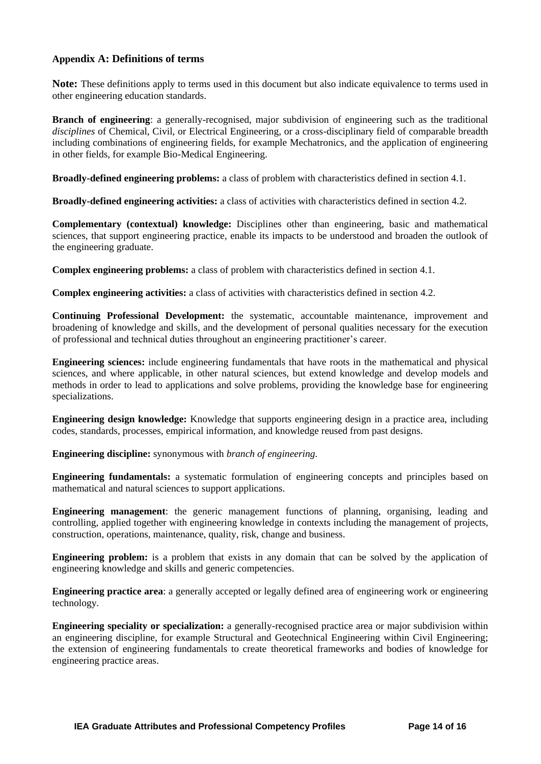### Appendix A: Definitions of terms

**Note:** These definitions apply to terms used in this document but also indicate equivalence to terms used in other engineering education standards.

**Branch of engineering**: a generally-recognised, major subdivision of engineering such as the traditional *disciplines* of Chemical, Civil, or Electrical Engineering, or a cross-disciplinary field of comparable breadth including combinations of engineering fields, for example Mechatronics, and the application of engineering in other fields, for example Bio-Medical Engineering.

**Broadly-defined engineering problems:** a class of problem with characteristics defined in section 4.1.

**Broadly-defined engineering activities:** a class of activities with characteristics defined in section 4.2.

**Complementary (contextual) knowledge:** Disciplines other than engineering, basic and mathematical sciences, that support engineering practice, enable its impacts to be understood and broaden the outlook of the engineering graduate.

**Complex engineering problems:** a class of problem with characteristics defined in section 4.1.

**Complex engineering activities:** a class of activities with characteristics defined in section 4.2.

**Continuing Professional Development:** the systematic, accountable maintenance, improvement and broadening of knowledge and skills, and the development of personal qualities necessary for the execution of professional and technical duties throughout an engineering practitioner's career.

**Engineering sciences:** include engineering fundamentals that have roots in the mathematical and physical sciences, and where applicable, in other natural sciences, but extend knowledge and develop models and methods in order to lead to applications and solve problems, providing the knowledge base for engineering specializations.

**Engineering design knowledge:** Knowledge that supports engineering design in a practice area, including codes, standards, processes, empirical information, and knowledge reused from past designs.

**Engineering discipline:** synonymous with *branch of engineering.*

**Engineering fundamentals:** a systematic formulation of engineering concepts and principles based on mathematical and natural sciences to support applications.

**Engineering management**: the generic management functions of planning, organising, leading and controlling, applied together with engineering knowledge in contexts including the management of projects, construction, operations, maintenance, quality, risk, change and business.

**Engineering problem:** is a problem that exists in any domain that can be solved by the application of engineering knowledge and skills and generic competencies.

**Engineering practice area**: a generally accepted or legally defined area of engineering work or engineering technology.

**Engineering speciality or specialization:** a generally-recognised practice area or major subdivision within an engineering discipline, for example Structural and Geotechnical Engineering within Civil Engineering; the extension of engineering fundamentals to create theoretical frameworks and bodies of knowledge for engineering practice areas.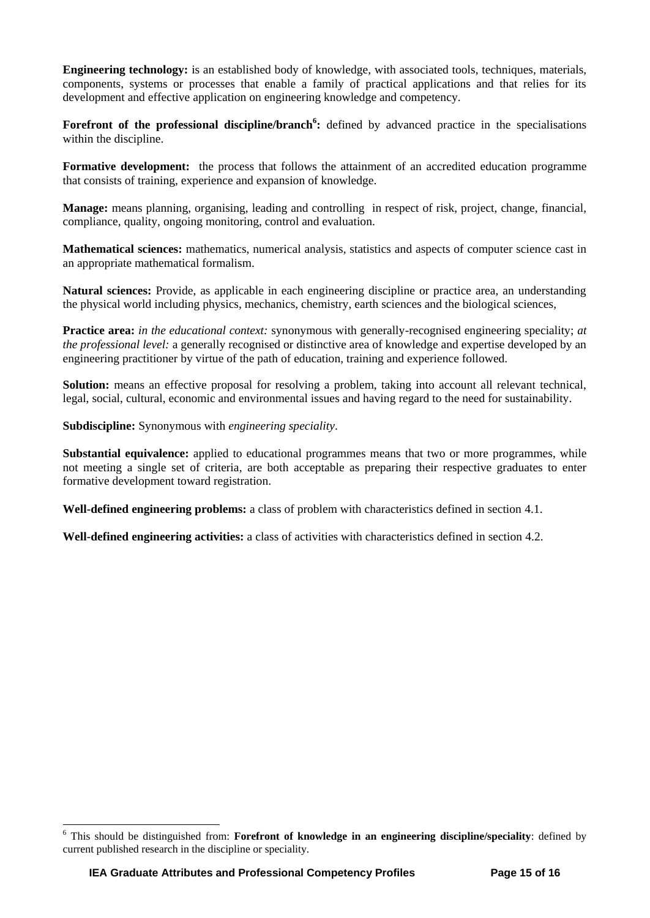**Engineering technology:** is an established body of knowledge, with associated tools, techniques, materials, components, systems or processes that enable a family of practical applications and that relies for its development and effective application on engineering knowledge and competency.

**Forefront of the professional discipline/branch[6]:** defined by advanced practice in the specialisations within the discipline.

**Formative development:** the process that follows the attainment of an accredited education programme that consists of training, experience and expansion of knowledge.

**Manage:** means planning, organising, leading and controlling in respect of risk, project, change, financial, compliance, quality, ongoing monitoring, control and evaluation.

**Mathematical sciences:** mathematics, numerical analysis, statistics and aspects of computer science cast in an appropriate mathematical formalism.

**Natural sciences:** Provide, as applicable in each engineering discipline or practice area, an understanding the physical world including physics, mechanics, chemistry, earth sciences and the biological sciences,

**Practice area:** *in the educational context:* synonymous with generally-recognised engineering speciality; *at the professional level:* a generally recognised or distinctive area of knowledge and expertise developed by an engineering practitioner by virtue of the path of education, training and experience followed.

**Solution:** means an effective proposal for resolving a problem, taking into account all relevant technical, legal, social, cultural, economic and environmental issues and having regard to the need for sustainability.

**Subdiscipline:** Synonymous with *engineering speciality*.

**Substantial equivalence:** applied to educational programmes means that two or more programmes, while not meeting a single set of criteria, are both acceptable as preparing their respective graduates to enter formative development toward registration.

**Well-defined engineering problems:** a class of problem with characteristics defined in section 4.1.

**Well-defined engineering activities:** a class of activities with characteristics defined in section 4.2.

---

[6] This should be distinguished from: **Forefront of knowledge in an engineering discipline/speciality**: defined by current published research in the discipline or speciality.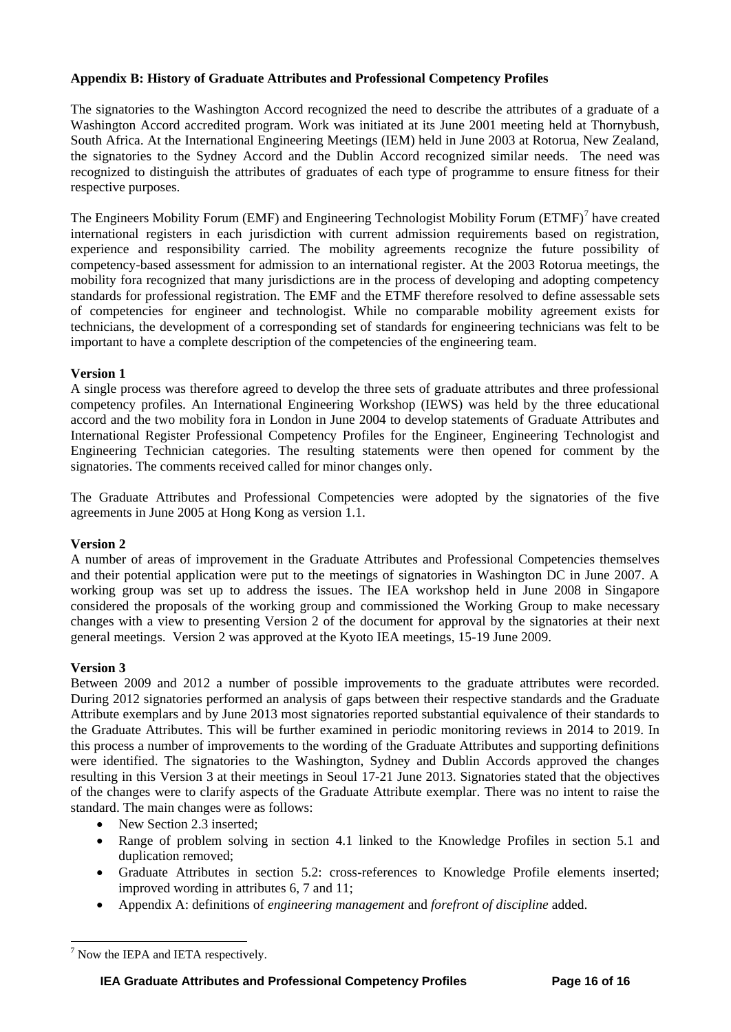**Appendix B: History of Graduate Attributes and Professional Competency Profiles**

The signatories to the Washington Accord recognized the need to describe the attributes of a graduate of a Washington Accord accredited program. Work was initiated at its June 2001 meeting held at Thornybush, South Africa. At the International Engineering Meetings (IEM) held in June 2003 at Rotorua, New Zealand, the signatories to the Sydney Accord and the Dublin Accord recognized similar needs. The need was recognized to distinguish the attributes of graduates of each type of programme to ensure fitness for their respective purposes.

The Engineers Mobility Forum (EMF) and Engineering Technologist Mobility Forum (ETMF)[7] have created international registers in each jurisdiction with current admission requirements based on registration, experience and responsibility carried. The mobility agreements recognize the future possibility of competency-based assessment for admission to an international register. At the 2003 Rotorua meetings, the mobility fora recognized that many jurisdictions are in the process of developing and adopting competency standards for professional registration. The EMF and the ETMF therefore resolved to define assessable sets of competencies for engineer and technologist. While no comparable mobility agreement exists for technicians, the development of a corresponding set of standards for engineering technicians was felt to be important to have a complete description of the competencies of the engineering team.

**Version 1**

A single process was therefore agreed to develop the three sets of graduate attributes and three professional competency profiles. An International Engineering Workshop (IEWS) was held by the three educational accord and the two mobility fora in London in June 2004 to develop statements of Graduate Attributes and International Register Professional Competency Profiles for the Engineer, Engineering Technologist and Engineering Technician categories. The resulting statements were then opened for comment by the signatories. The comments received called for minor changes only.

The Graduate Attributes and Professional Competencies were adopted by the signatories of the five agreements in June 2005 at Hong Kong as version 1.1.

**Version 2**

A number of areas of improvement in the Graduate Attributes and Professional Competencies themselves and their potential application were put to the meetings of signatories in Washington DC in June 2007. A working group was set up to address the issues. The IEA workshop held in June 2008 in Singapore considered the proposals of the working group and commissioned the Working Group to make necessary changes with a view to presenting Version 2 of the document for approval by the signatories at their next general meetings. Version 2 was approved at the Kyoto IEA meetings, 15-19 June 2009.

**Version 3**

Between 2009 and 2012 a number of possible improvements to the graduate attributes were recorded. During 2012 signatories performed an analysis of gaps between their respective standards and the Graduate Attribute exemplars and by June 2013 most signatories reported substantial equivalence of their standards to the Graduate Attributes. This will be further examined in periodic monitoring reviews in 2014 to 2019. In this process a number of improvements to the wording of the Graduate Attributes and supporting definitions were identified. The signatories to the Washington, Sydney and Dublin Accords approved the changes resulting in this Version 3 at their meetings in Seoul 17-21 June 2013. Signatories stated that the objectives of the changes were to clarify aspects of the Graduate Attribute exemplar. There was no intent to raise the standard. The main changes were as follows:

- New Section 2.3 inserted;
- Range of problem solving in section 4.1 linked to the Knowledge Profiles in section 5.1 and duplication removed;
- Graduate Attributes in section 5.2: cross-references to Knowledge Profile elements inserted; improved wording in attributes 6, 7 and 11;
- Appendix A: definitions of *engineering management* and *forefront of discipline* added.

[7] Now the IEPA and IETA respectively.